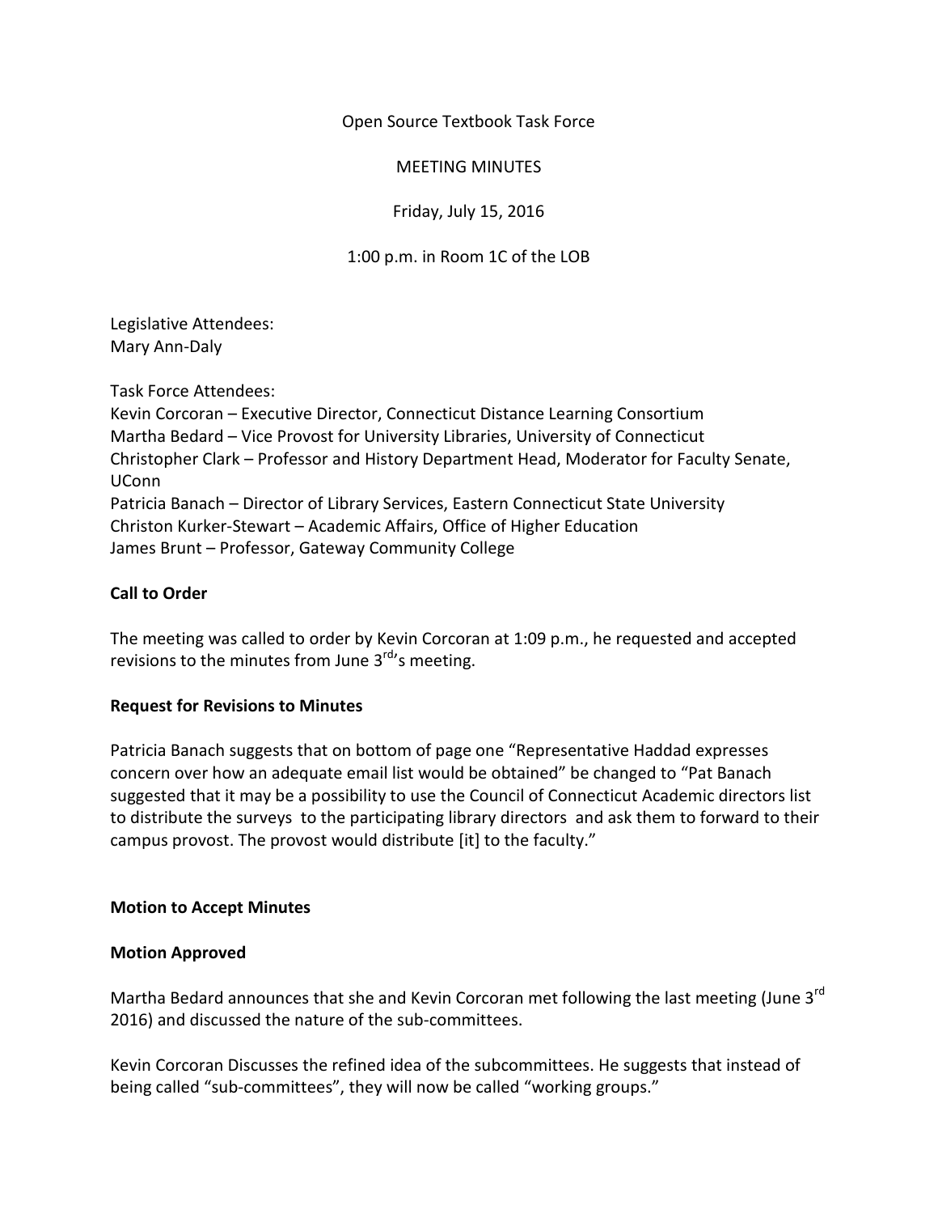Open Source Textbook Task Force

MEETING MINUTES

Friday, July 15, 2016

1:00 p.m. in Room 1C of the LOB

Legislative Attendees:
Mary Ann-Daly

Task Force Attendees:
Kevin Corcoran – Executive Director, Connecticut Distance Learning Consortium
Martha Bedard – Vice Provost for University Libraries, University of Connecticut
Christopher Clark – Professor and History Department Head, Moderator for Faculty Senate, UConn
Patricia Banach – Director of Library Services, Eastern Connecticut State University
Christon Kurker-Stewart – Academic Affairs, Office of Higher Education
James Brunt – Professor, Gateway Community College

**Call to Order**

The meeting was called to order by Kevin Corcoran at 1:09 p.m., he requested and accepted revisions to the minutes from June 3rd's meeting.

**Request for Revisions to Minutes**

Patricia Banach suggests that on bottom of page one "Representative Haddad expresses concern over how an adequate email list would be obtained" be changed to "Pat Banach suggested that it may be a possibility to use the Council of Connecticut Academic directors list to distribute the surveys to the participating library directors and ask them to forward to their campus provost. The provost would distribute [it] to the faculty."

**Motion to Accept Minutes**

**Motion Approved**

Martha Bedard announces that she and Kevin Corcoran met following the last meeting (June 3rd 2016) and discussed the nature of the sub-committees.

Kevin Corcoran Discusses the refined idea of the subcommittees. He suggests that instead of being called "sub-committees", they will now be called "working groups."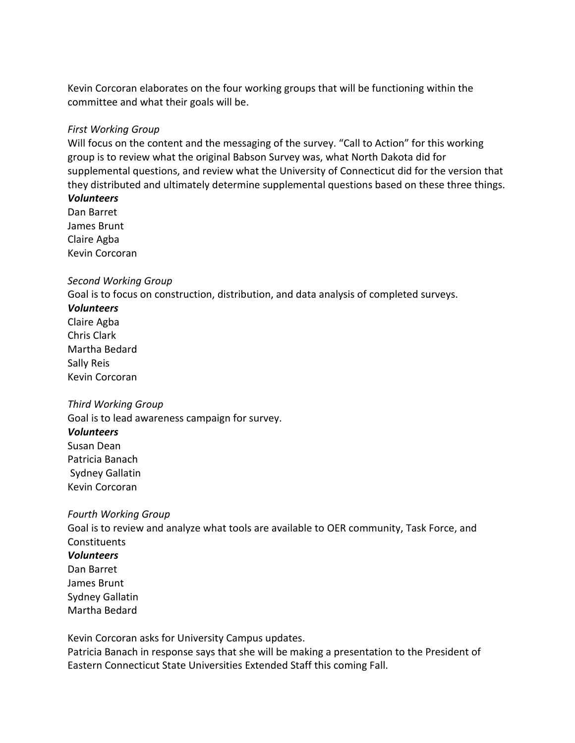Kevin Corcoran elaborates on the four working groups that will be functioning within the committee and what their goals will be.

*First Working Group*

Will focus on the content and the messaging of the survey. "Call to Action" for this working group is to review what the original Babson Survey was, what North Dakota did for supplemental questions, and review what the University of Connecticut did for the version that they distributed and ultimately determine supplemental questions based on these three things.

***Volunteers***

Dan Barret
James Brunt
Claire Agba
Kevin Corcoran

*Second Working Group*

Goal is to focus on construction, distribution, and data analysis of completed surveys.

***Volunteers***

Claire Agba
Chris Clark
Martha Bedard
Sally Reis
Kevin Corcoran

*Third Working Group*

Goal is to lead awareness campaign for survey.

***Volunteers***

Susan Dean
Patricia Banach
Sydney Gallatin
Kevin Corcoran

*Fourth Working Group*

Goal is to review and analyze what tools are available to OER community, Task Force, and Constituents

***Volunteers***

Dan Barret
James Brunt
Sydney Gallatin
Martha Bedard

Kevin Corcoran asks for University Campus updates.
Patricia Banach in response says that she will be making a presentation to the President of Eastern Connecticut State Universities Extended Staff this coming Fall.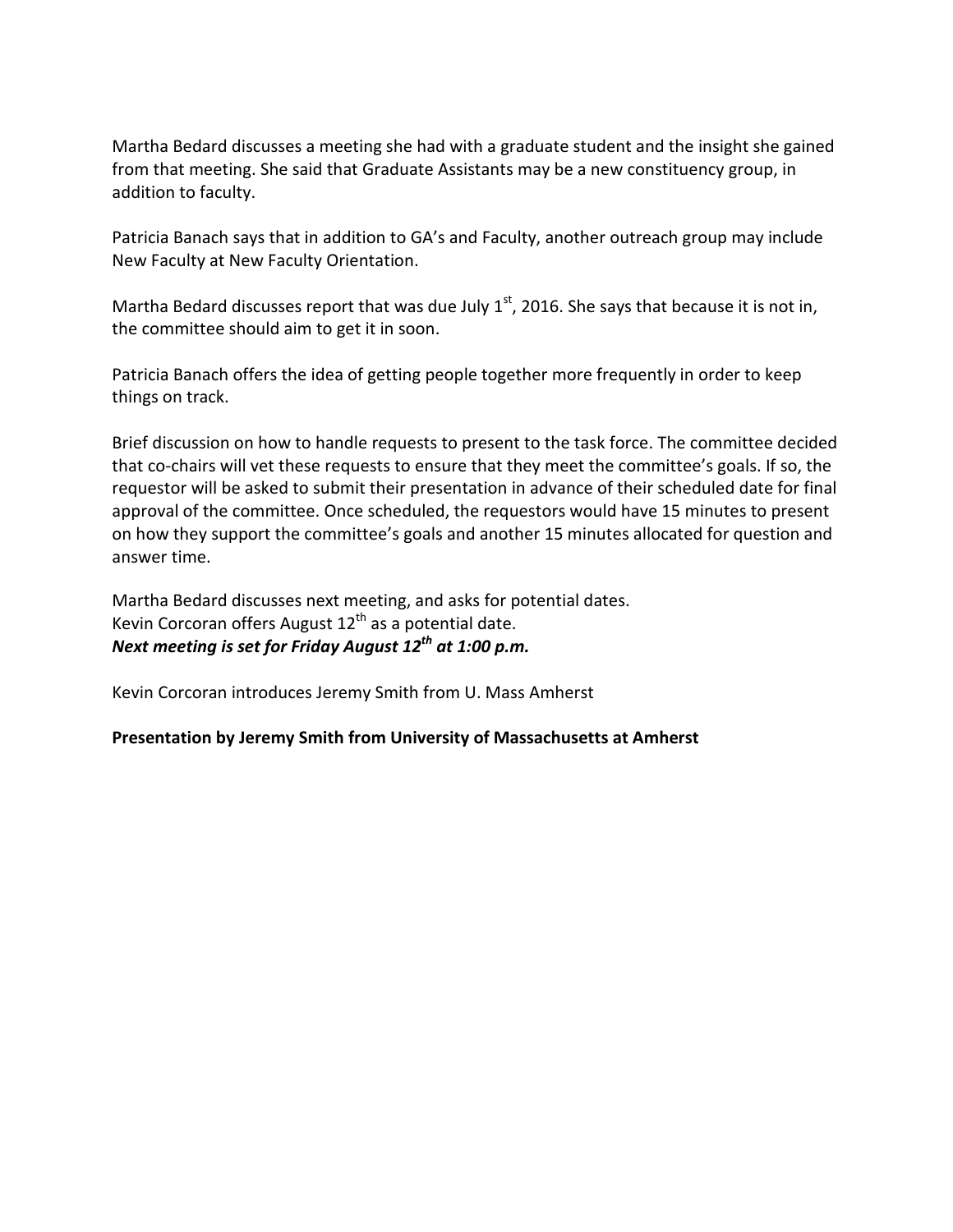Martha Bedard discusses a meeting she had with a graduate student and the insight she gained from that meeting. She said that Graduate Assistants may be a new constituency group, in addition to faculty.

Patricia Banach says that in addition to GA's and Faculty, another outreach group may include New Faculty at New Faculty Orientation.

Martha Bedard discusses report that was due July 1st, 2016. She says that because it is not in, the committee should aim to get it in soon.

Patricia Banach offers the idea of getting people together more frequently in order to keep things on track.

Brief discussion on how to handle requests to present to the task force. The committee decided that co-chairs will vet these requests to ensure that they meet the committee's goals. If so, the requestor will be asked to submit their presentation in advance of their scheduled date for final approval of the committee. Once scheduled, the requestors would have 15 minutes to present on how they support the committee's goals and another 15 minutes allocated for question and answer time.

Martha Bedard discusses next meeting, and asks for potential dates.
Kevin Corcoran offers August 12th as a potential date.
***Next meeting is set for Friday August 12th at 1:00 p.m.***

Kevin Corcoran introduces Jeremy Smith from U. Mass Amherst

**Presentation by Jeremy Smith from University of Massachusetts at Amherst**